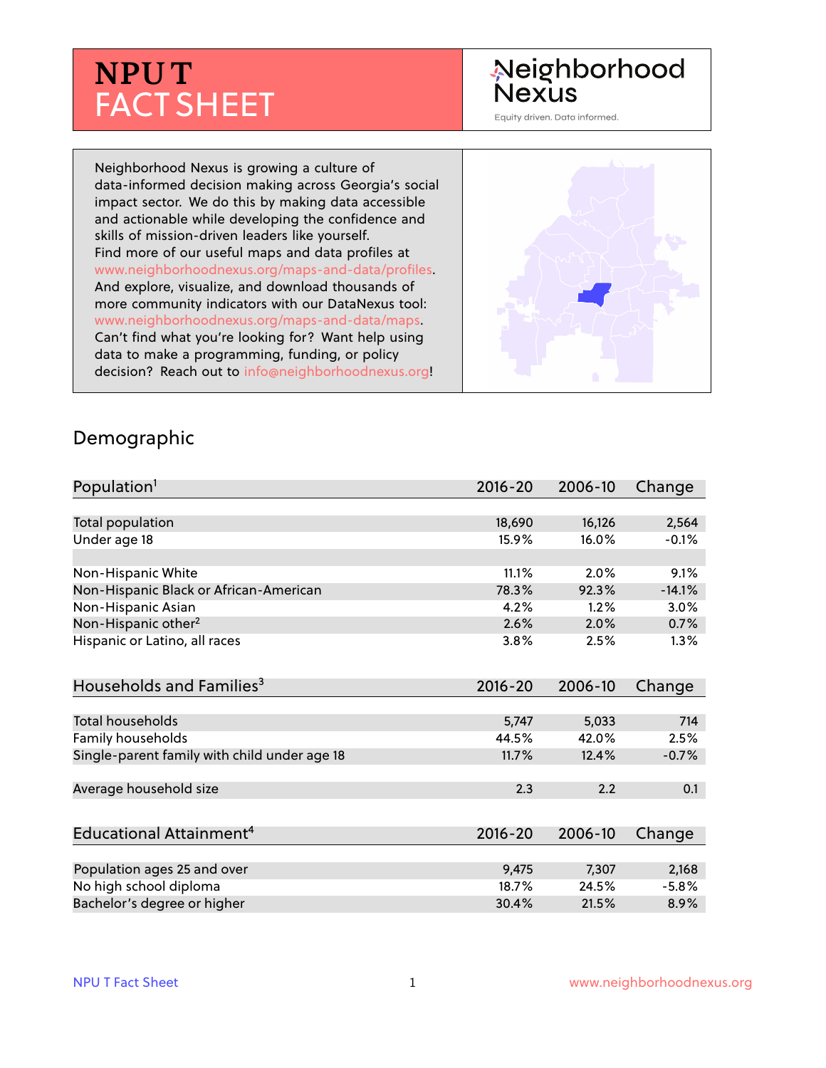# NPU T
# FACT SHEET

Neighborhood Nexus
Equity driven. Data informed.

Neighborhood Nexus is growing a culture of data-informed decision making across Georgia's social impact sector. We do this by making data accessible and actionable while developing the confidence and skills of mission-driven leaders like yourself. Find more of our useful maps and data profiles at www.neighborhoodnexus.org/maps-and-data/profiles. And explore, visualize, and download thousands of more community indicators with our DataNexus tool: www.neighborhoodnexus.org/maps-and-data/maps. Can't find what you're looking for? Want help using data to make a programming, funding, or policy decision? Reach out to info@neighborhoodnexus.org!

## Demographic

| Population[1] | 2016-20 | 2006-10 | Change |
|---|---|---|---|
| Total population | 18,690 | 16,126 | 2,564 |
| Under age 18 | 15.9% | 16.0% | -0.1% |
| | | | |
| Non-Hispanic White | 11.1% | 2.0% | 9.1% |
| Non-Hispanic Black or African-American | 78.3% | 92.3% | -14.1% |
| Non-Hispanic Asian | 4.2% | 1.2% | 3.0% |
| Non-Hispanic other[2] | 2.6% | 2.0% | 0.7% |
| Hispanic or Latino, all races | 3.8% | 2.5% | 1.3% |

| Households and Families[3] | 2016-20 | 2006-10 | Change |
|---|---|---|---|
| Total households | 5,747 | 5,033 | 714 |
| Family households | 44.5% | 42.0% | 2.5% |
| Single-parent family with child under age 18 | 11.7% | 12.4% | -0.7% |
| | | | |
| Average household size | 2.3 | 2.2 | 0.1 |

| Educational Attainment[4] | 2016-20 | 2006-10 | Change |
|---|---|---|---|
| Population ages 25 and over | 9,475 | 7,307 | 2,168 |
| No high school diploma | 18.7% | 24.5% | -5.8% |
| Bachelor's degree or higher | 30.4% | 21.5% | 8.9% |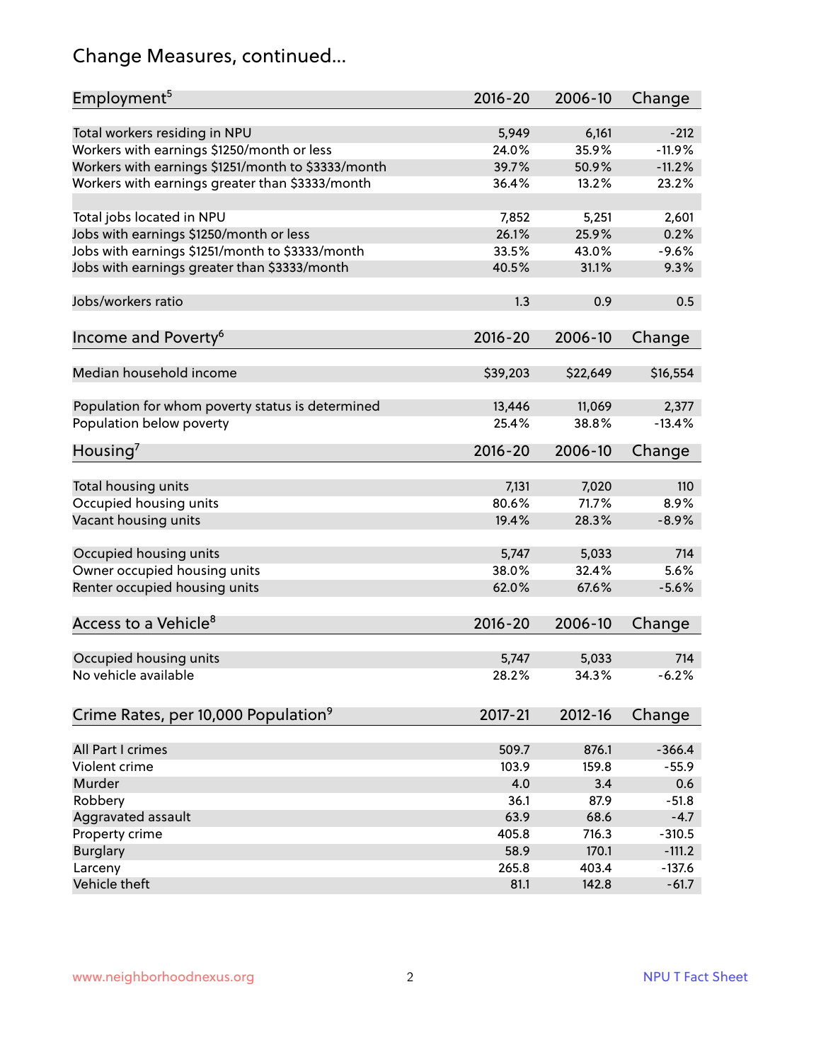# Change Measures, continued...

| Employment[5] | 2016-20 | 2006-10 | Change |
|---|---|---|---|
| Total workers residing in NPU | 5,949 | 6,161 | -212 |
| Workers with earnings $1250/month or less | 24.0% | 35.9% | -11.9% |
| Workers with earnings $1251/month to $3333/month | 39.7% | 50.9% | -11.2% |
| Workers with earnings greater than $3333/month | 36.4% | 13.2% | 23.2% |
| | | | |
| Total jobs located in NPU | 7,852 | 5,251 | 2,601 |
| Jobs with earnings $1250/month or less | 26.1% | 25.9% | 0.2% |
| Jobs with earnings $1251/month to $3333/month | 33.5% | 43.0% | -9.6% |
| Jobs with earnings greater than $3333/month | 40.5% | 31.1% | 9.3% |
| | | | |
| Jobs/workers ratio | 1.3 | 0.9 | 0.5 |

| Income and Poverty[6] | 2016-20 | 2006-10 | Change |
|---|---|---|---|
| Median household income | $39,203 | $22,649 | $16,554 |
| | | | |
| Population for whom poverty status is determined | 13,446 | 11,069 | 2,377 |
| Population below poverty | 25.4% | 38.8% | -13.4% |

| Housing[7] | 2016-20 | 2006-10 | Change |
|---|---|---|---|
| Total housing units | 7,131 | 7,020 | 110 |
| Occupied housing units | 80.6% | 71.7% | 8.9% |
| Vacant housing units | 19.4% | 28.3% | -8.9% |
| | | | |
| Occupied housing units | 5,747 | 5,033 | 714 |
| Owner occupied housing units | 38.0% | 32.4% | 5.6% |
| Renter occupied housing units | 62.0% | 67.6% | -5.6% |

| Access to a Vehicle[8] | 2016-20 | 2006-10 | Change |
|---|---|---|---|
| Occupied housing units | 5,747 | 5,033 | 714 |
| No vehicle available | 28.2% | 34.3% | -6.2% |

| Crime Rates, per 10,000 Population[9] | 2017-21 | 2012-16 | Change |
|---|---|---|---|
| All Part I crimes | 509.7 | 876.1 | -366.4 |
| Violent crime | 103.9 | 159.8 | -55.9 |
| Murder | 4.0 | 3.4 | 0.6 |
| Robbery | 36.1 | 87.9 | -51.8 |
| Aggravated assault | 63.9 | 68.6 | -4.7 |
| Property crime | 405.8 | 716.3 | -310.5 |
| Burglary | 58.9 | 170.1 | -111.2 |
| Larceny | 265.8 | 403.4 | -137.6 |
| Vehicle theft | 81.1 | 142.8 | -61.7 |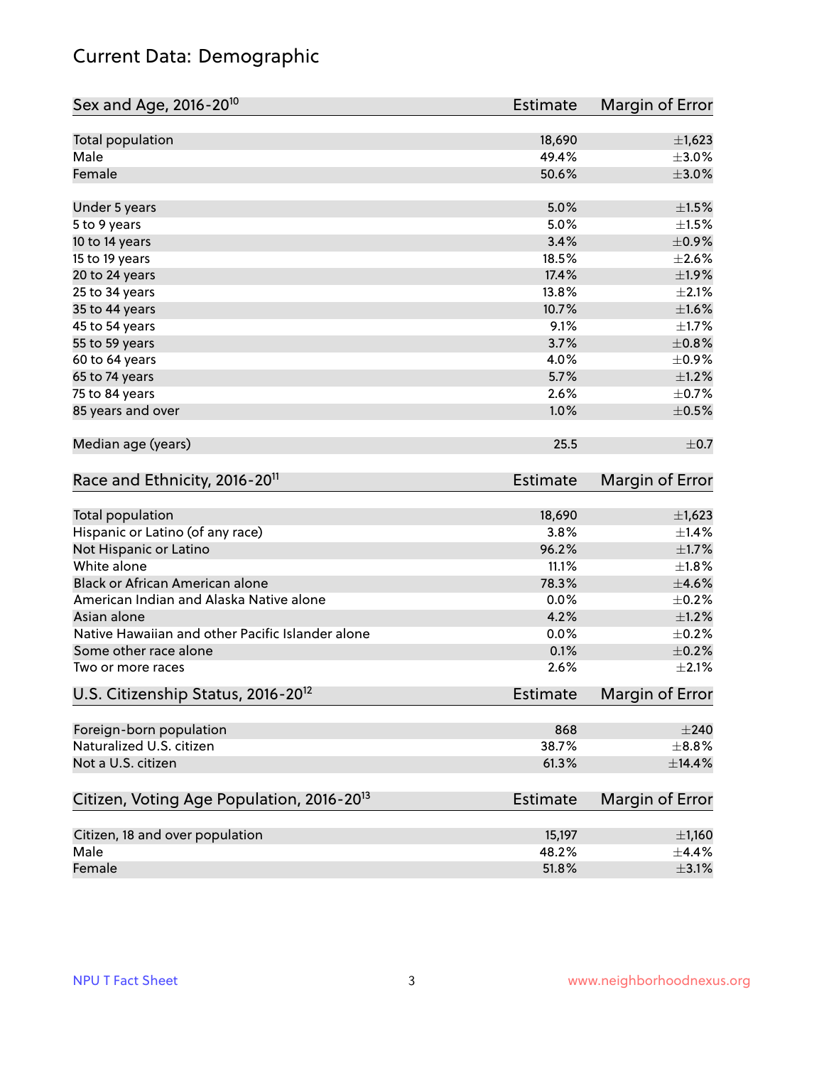# Current Data: Demographic

| Sex and Age, 2016-20[10] | Estimate | Margin of Error |
|---|---|---|
| Total population | 18,690 | ±1,623 |
| Male | 49.4% | ±3.0% |
| Female | 50.6% | ±3.0% |
| Under 5 years | 5.0% | ±1.5% |
| 5 to 9 years | 5.0% | ±1.5% |
| 10 to 14 years | 3.4% | ±0.9% |
| 15 to 19 years | 18.5% | ±2.6% |
| 20 to 24 years | 17.4% | ±1.9% |
| 25 to 34 years | 13.8% | ±2.1% |
| 35 to 44 years | 10.7% | ±1.6% |
| 45 to 54 years | 9.1% | ±1.7% |
| 55 to 59 years | 3.7% | ±0.8% |
| 60 to 64 years | 4.0% | ±0.9% |
| 65 to 74 years | 5.7% | ±1.2% |
| 75 to 84 years | 2.6% | ±0.7% |
| 85 years and over | 1.0% | ±0.5% |
| Median age (years) | 25.5 | ±0.7 |

| Race and Ethnicity, 2016-20[11] | Estimate | Margin of Error |
|---|---|---|
| Total population | 18,690 | ±1,623 |
| Hispanic or Latino (of any race) | 3.8% | ±1.4% |
| Not Hispanic or Latino | 96.2% | ±1.7% |
| White alone | 11.1% | ±1.8% |
| Black or African American alone | 78.3% | ±4.6% |
| American Indian and Alaska Native alone | 0.0% | ±0.2% |
| Asian alone | 4.2% | ±1.2% |
| Native Hawaiian and other Pacific Islander alone | 0.0% | ±0.2% |
| Some other race alone | 0.1% | ±0.2% |
| Two or more races | 2.6% | ±2.1% |

| U.S. Citizenship Status, 2016-20[12] | Estimate | Margin of Error |
|---|---|---|
| Foreign-born population | 868 | ±240 |
| Naturalized U.S. citizen | 38.7% | ±8.8% |
| Not a U.S. citizen | 61.3% | ±14.4% |

| Citizen, Voting Age Population, 2016-20[13] | Estimate | Margin of Error |
|---|---|---|
| Citizen, 18 and over population | 15,197 | ±1,160 |
| Male | 48.2% | ±4.4% |
| Female | 51.8% | ±3.1% |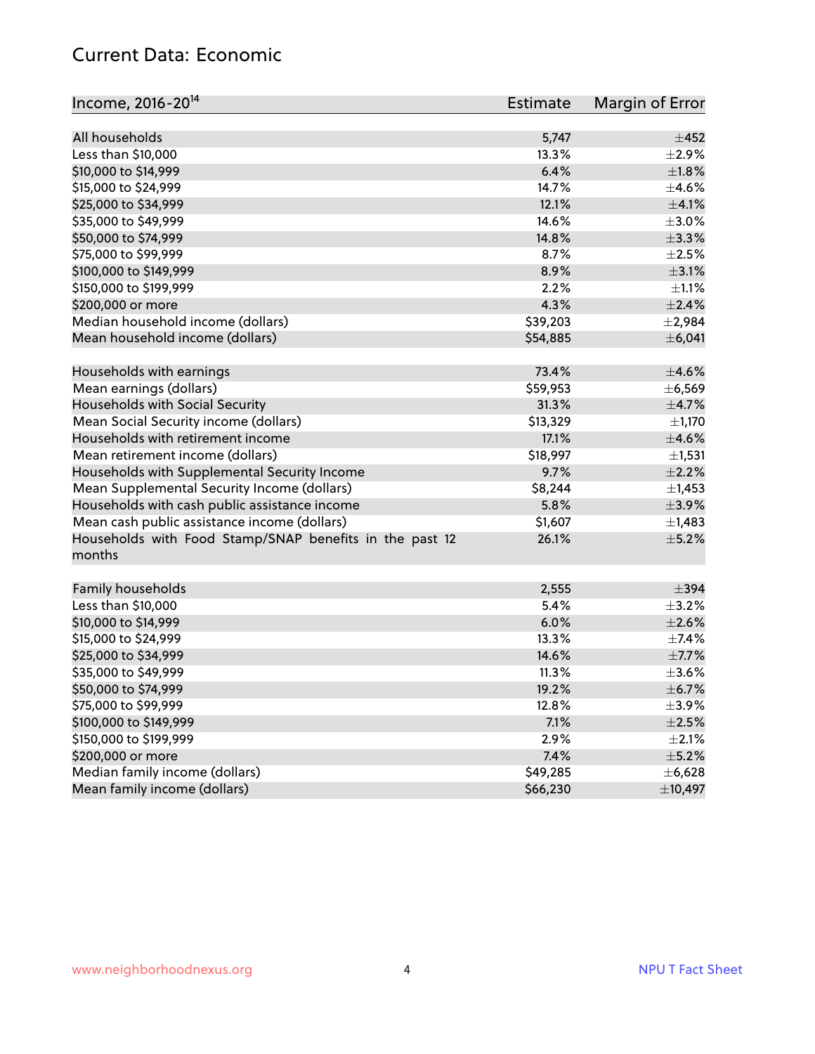## Current Data: Economic

| Income, 2016-20[14] | Estimate | Margin of Error |
|---|---|---|
| All households | 5,747 | ±452 |
| Less than $10,000 | 13.3% | ±2.9% |
| $10,000 to $14,999 | 6.4% | ±1.8% |
| $15,000 to $24,999 | 14.7% | ±4.6% |
| $25,000 to $34,999 | 12.1% | ±4.1% |
| $35,000 to $49,999 | 14.6% | ±3.0% |
| $50,000 to $74,999 | 14.8% | ±3.3% |
| $75,000 to $99,999 | 8.7% | ±2.5% |
| $100,000 to $149,999 | 8.9% | ±3.1% |
| $150,000 to $199,999 | 2.2% | ±1.1% |
| $200,000 or more | 4.3% | ±2.4% |
| Median household income (dollars) | $39,203 | ±2,984 |
| Mean household income (dollars) | $54,885 | ±6,041 |
| | | |
| Households with earnings | 73.4% | ±4.6% |
| Mean earnings (dollars) | $59,953 | ±6,569 |
| Households with Social Security | 31.3% | ±4.7% |
| Mean Social Security income (dollars) | $13,329 | ±1,170 |
| Households with retirement income | 17.1% | ±4.6% |
| Mean retirement income (dollars) | $18,997 | ±1,531 |
| Households with Supplemental Security Income | 9.7% | ±2.2% |
| Mean Supplemental Security Income (dollars) | $8,244 | ±1,453 |
| Households with cash public assistance income | 5.8% | ±3.9% |
| Mean cash public assistance income (dollars) | $1,607 | ±1,483 |
| Households with Food Stamp/SNAP benefits in the past 12 months | 26.1% | ±5.2% |
| | | |
| Family households | 2,555 | ±394 |
| Less than $10,000 | 5.4% | ±3.2% |
| $10,000 to $14,999 | 6.0% | ±2.6% |
| $15,000 to $24,999 | 13.3% | ±7.4% |
| $25,000 to $34,999 | 14.6% | ±7.7% |
| $35,000 to $49,999 | 11.3% | ±3.6% |
| $50,000 to $74,999 | 19.2% | ±6.7% |
| $75,000 to $99,999 | 12.8% | ±3.9% |
| $100,000 to $149,999 | 7.1% | ±2.5% |
| $150,000 to $199,999 | 2.9% | ±2.1% |
| $200,000 or more | 7.4% | ±5.2% |
| Median family income (dollars) | $49,285 | ±6,628 |
| Mean family income (dollars) | $66,230 | ±10,497 |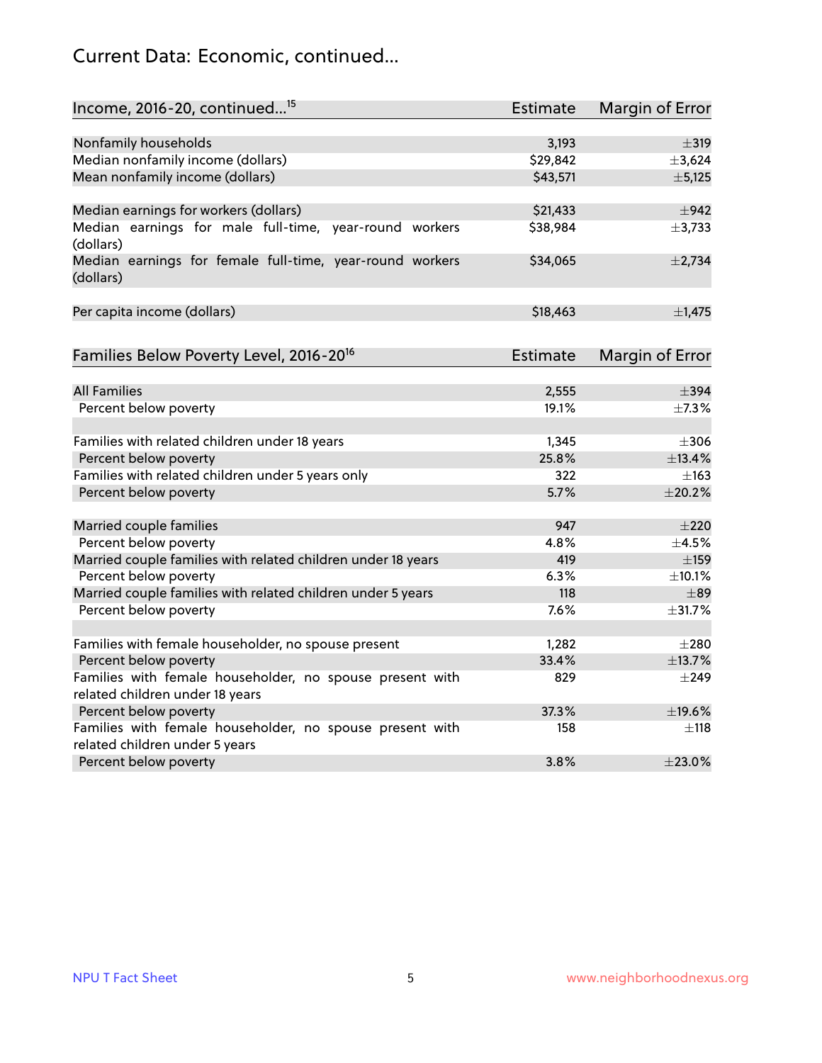## Current Data: Economic, continued...

| Income, 2016-20, continued...[15] | Estimate | Margin of Error |
|---|---|---|
| Nonfamily households | 3,193 | ±319 |
| Median nonfamily income (dollars) | $29,842 | ±3,624 |
| Mean nonfamily income (dollars) | $43,571 | ±5,125 |
| Median earnings for workers (dollars) | $21,433 | ±942 |
| Median earnings for male full-time, year-round workers (dollars) | $38,984 | ±3,733 |
| Median earnings for female full-time, year-round workers (dollars) | $34,065 | ±2,734 |
| Per capita income (dollars) | $18,463 | ±1,475 |

| Families Below Poverty Level, 2016-20[16] | Estimate | Margin of Error |
|---|---|---|
| All Families | 2,555 | ±394 |
| Percent below poverty | 19.1% | ±7.3% |
| Families with related children under 18 years | 1,345 | ±306 |
| Percent below poverty | 25.8% | ±13.4% |
| Families with related children under 5 years only | 322 | ±163 |
| Percent below poverty | 5.7% | ±20.2% |
| Married couple families | 947 | ±220 |
| Percent below poverty | 4.8% | ±4.5% |
| Married couple families with related children under 18 years | 419 | ±159 |
| Percent below poverty | 6.3% | ±10.1% |
| Married couple families with related children under 5 years | 118 | ±89 |
| Percent below poverty | 7.6% | ±31.7% |
| Families with female householder, no spouse present | 1,282 | ±280 |
| Percent below poverty | 33.4% | ±13.7% |
| Families with female householder, no spouse present with related children under 18 years | 829 | ±249 |
| Percent below poverty | 37.3% | ±19.6% |
| Families with female householder, no spouse present with related children under 5 years | 158 | ±118 |
| Percent below poverty | 3.8% | ±23.0% |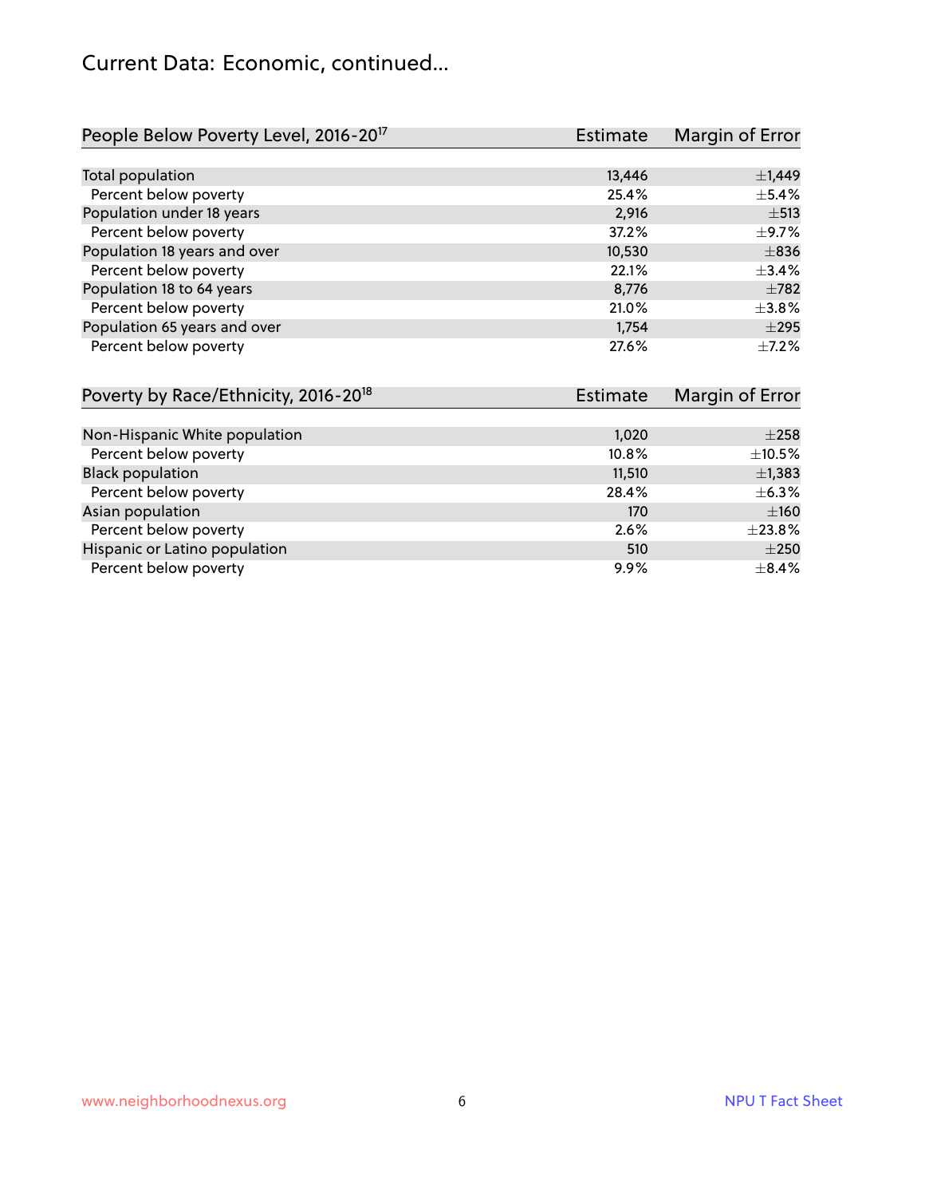# Current Data: Economic, continued...

| People Below Poverty Level, 2016-20[17] | Estimate | Margin of Error |
|---|---|---|
| Total population | 13,446 | ±1,449 |
| Percent below poverty | 25.4% | ±5.4% |
| Population under 18 years | 2,916 | ±513 |
| Percent below poverty | 37.2% | ±9.7% |
| Population 18 years and over | 10,530 | ±836 |
| Percent below poverty | 22.1% | ±3.4% |
| Population 18 to 64 years | 8,776 | ±782 |
| Percent below poverty | 21.0% | ±3.8% |
| Population 65 years and over | 1,754 | ±295 |
| Percent below poverty | 27.6% | ±7.2% |

| Poverty by Race/Ethnicity, 2016-20[18] | Estimate | Margin of Error |
|---|---|---|
| Non-Hispanic White population | 1,020 | ±258 |
| Percent below poverty | 10.8% | ±10.5% |
| Black population | 11,510 | ±1,383 |
| Percent below poverty | 28.4% | ±6.3% |
| Asian population | 170 | ±160 |
| Percent below poverty | 2.6% | ±23.8% |
| Hispanic or Latino population | 510 | ±250 |
| Percent below poverty | 9.9% | ±8.4% |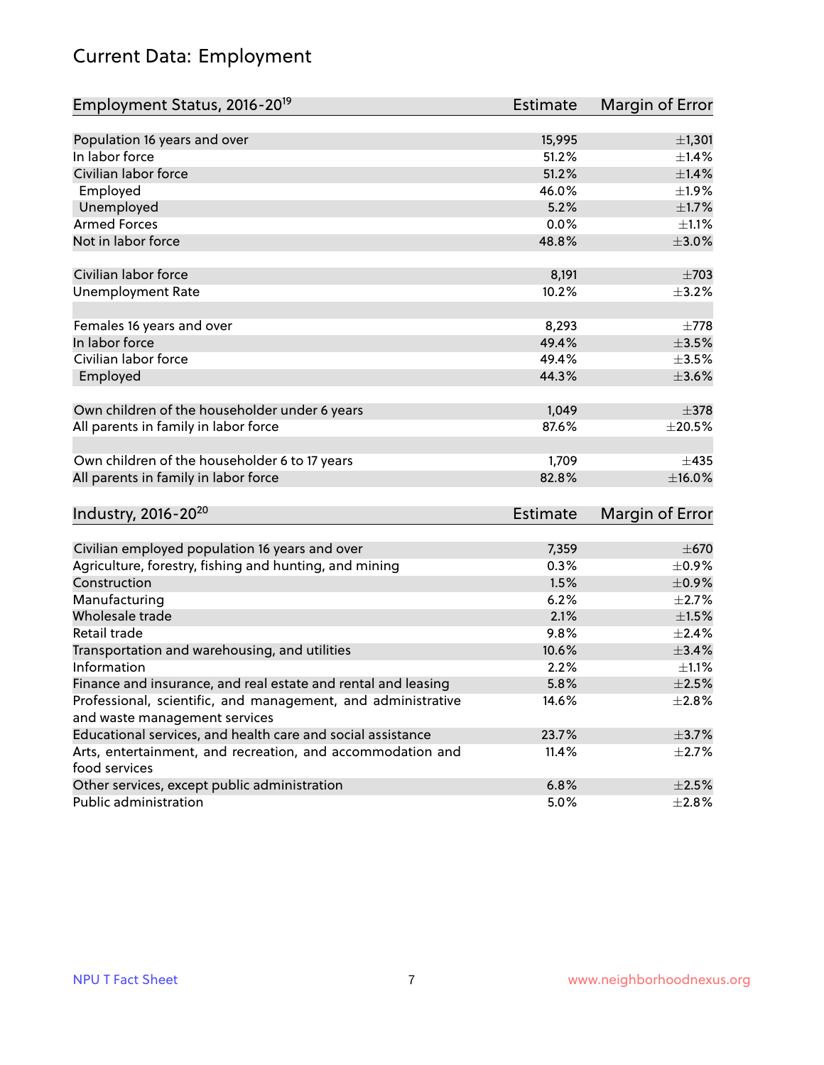# Current Data: Employment

| Employment Status, 2016-20[19] | Estimate | Margin of Error |
|---|---|---|
| Population 16 years and over | 15,995 | ±1,301 |
| In labor force | 51.2% | ±1.4% |
| Civilian labor force | 51.2% | ±1.4% |
| Employed | 46.0% | ±1.9% |
| Unemployed | 5.2% | ±1.7% |
| Armed Forces | 0.0% | ±1.1% |
| Not in labor force | 48.8% | ±3.0% |
| | | |
| Civilian labor force | 8,191 | ±703 |
| Unemployment Rate | 10.2% | ±3.2% |
| | | |
| Females 16 years and over | 8,293 | ±778 |
| In labor force | 49.4% | ±3.5% |
| Civilian labor force | 49.4% | ±3.5% |
| Employed | 44.3% | ±3.6% |
| | | |
| Own children of the householder under 6 years | 1,049 | ±378 |
| All parents in family in labor force | 87.6% | ±20.5% |
| | | |
| Own children of the householder 6 to 17 years | 1,709 | ±435 |
| All parents in family in labor force | 82.8% | ±16.0% |

| Industry, 2016-20[20] | Estimate | Margin of Error |
|---|---|---|
| Civilian employed population 16 years and over | 7,359 | ±670 |
| Agriculture, forestry, fishing and hunting, and mining | 0.3% | ±0.9% |
| Construction | 1.5% | ±0.9% |
| Manufacturing | 6.2% | ±2.7% |
| Wholesale trade | 2.1% | ±1.5% |
| Retail trade | 9.8% | ±2.4% |
| Transportation and warehousing, and utilities | 10.6% | ±3.4% |
| Information | 2.2% | ±1.1% |
| Finance and insurance, and real estate and rental and leasing | 5.8% | ±2.5% |
| Professional, scientific, and management, and administrative and waste management services | 14.6% | ±2.8% |
| Educational services, and health care and social assistance | 23.7% | ±3.7% |
| Arts, entertainment, and recreation, and accommodation and food services | 11.4% | ±2.7% |
| Other services, except public administration | 6.8% | ±2.5% |
| Public administration | 5.0% | ±2.8% |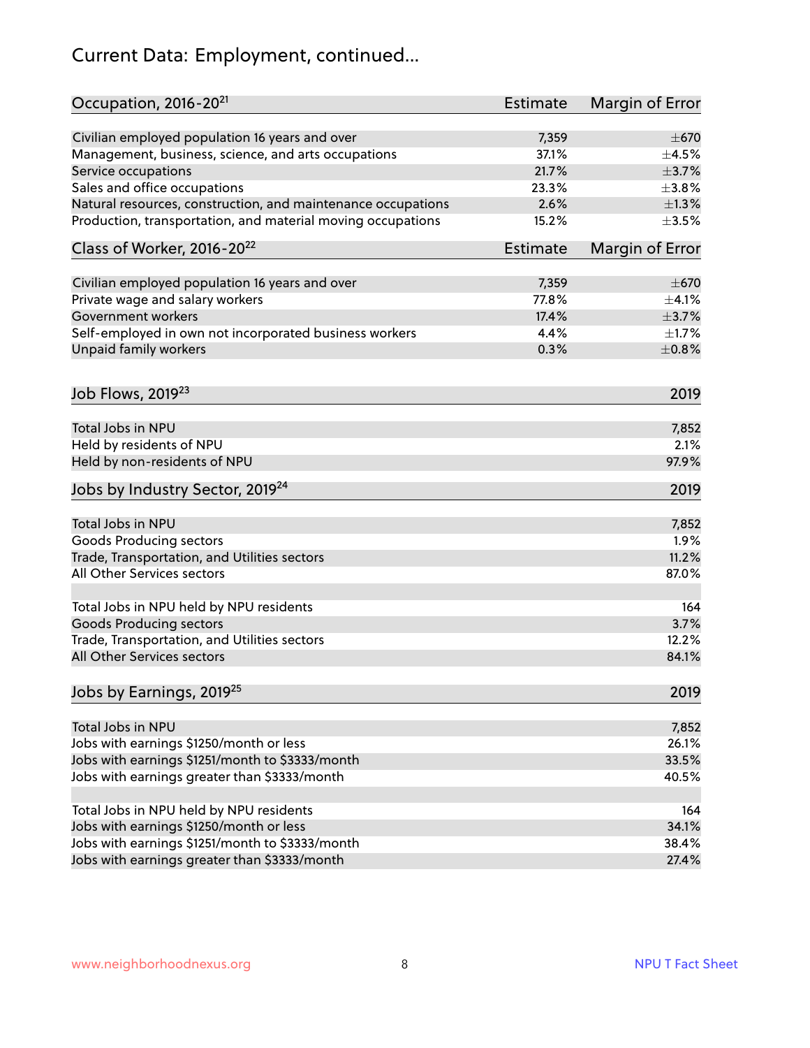# Current Data: Employment, continued...

| Occupation, 2016-20[21] | Estimate | Margin of Error |
| --- | --- | --- |
| Civilian employed population 16 years and over | 7,359 | ±670 |
| Management, business, science, and arts occupations | 37.1% | ±4.5% |
| Service occupations | 21.7% | ±3.7% |
| Sales and office occupations | 23.3% | ±3.8% |
| Natural resources, construction, and maintenance occupations | 2.6% | ±1.3% |
| Production, transportation, and material moving occupations | 15.2% | ±3.5% |

| Class of Worker, 2016-20[22] | Estimate | Margin of Error |
| --- | --- | --- |
| Civilian employed population 16 years and over | 7,359 | ±670 |
| Private wage and salary workers | 77.8% | ±4.1% |
| Government workers | 17.4% | ±3.7% |
| Self-employed in own not incorporated business workers | 4.4% | ±1.7% |
| Unpaid family workers | 0.3% | ±0.8% |

| Job Flows, 2019[23] | 2019 |
| --- | --- |
| Total Jobs in NPU | 7,852 |
| Held by residents of NPU | 2.1% |
| Held by non-residents of NPU | 97.9% |

| Jobs by Industry Sector, 2019[24] | 2019 |
| --- | --- |
| Total Jobs in NPU | 7,852 |
| Goods Producing sectors | 1.9% |
| Trade, Transportation, and Utilities sectors | 11.2% |
| All Other Services sectors | 87.0% |
| | |
| Total Jobs in NPU held by NPU residents | 164 |
| Goods Producing sectors | 3.7% |
| Trade, Transportation, and Utilities sectors | 12.2% |
| All Other Services sectors | 84.1% |

| Jobs by Earnings, 2019[25] | 2019 |
| --- | --- |
| Total Jobs in NPU | 7,852 |
| Jobs with earnings $1250/month or less | 26.1% |
| Jobs with earnings $1251/month to $3333/month | 33.5% |
| Jobs with earnings greater than $3333/month | 40.5% |
| | |
| Total Jobs in NPU held by NPU residents | 164 |
| Jobs with earnings $1250/month or less | 34.1% |
| Jobs with earnings $1251/month to $3333/month | 38.4% |
| Jobs with earnings greater than $3333/month | 27.4% |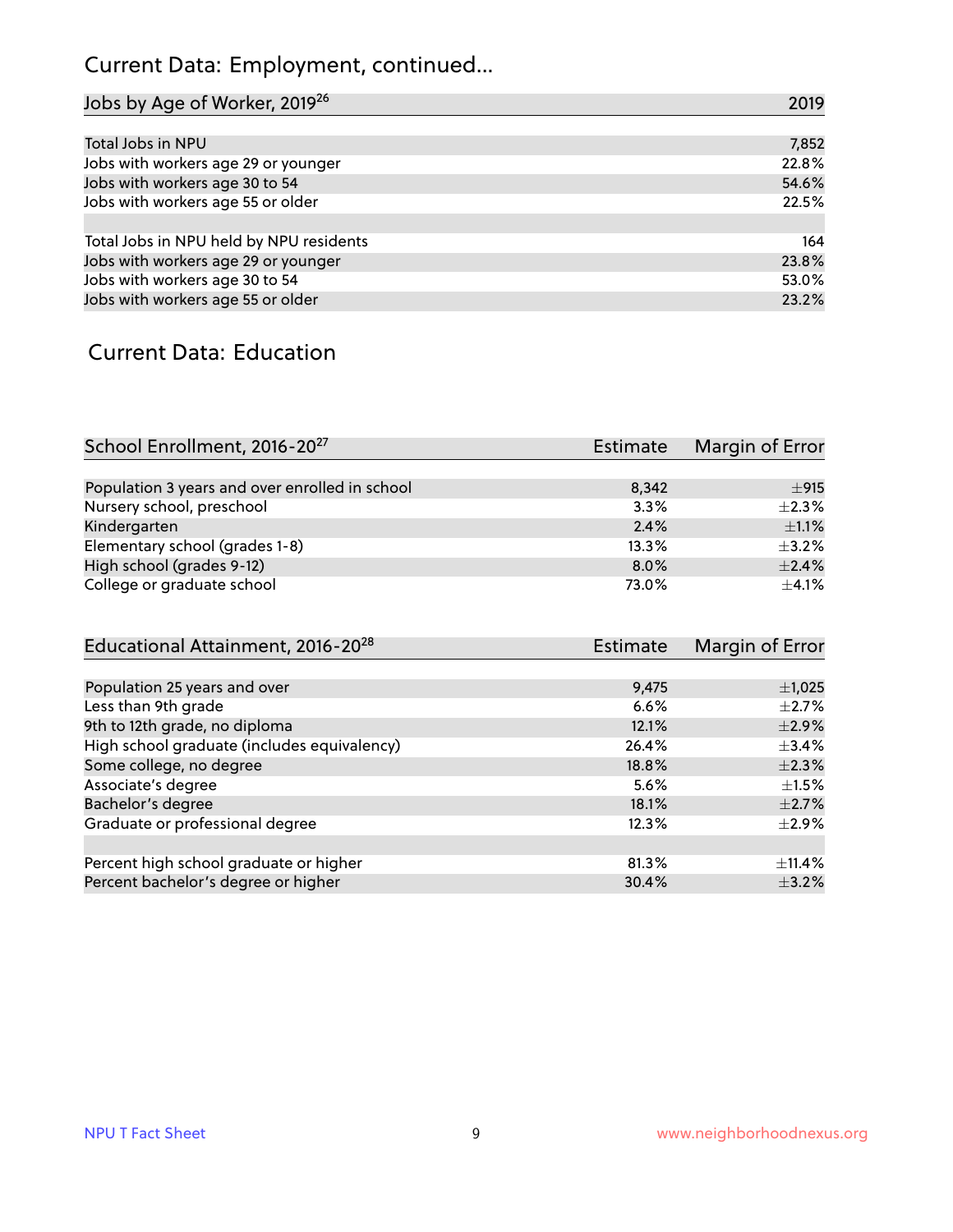# Current Data: Employment, continued...

| Jobs by Age of Worker, 2019[26] | 2019 |
|---|---|
| Total Jobs in NPU | 7,852 |
| Jobs with workers age 29 or younger | 22.8% |
| Jobs with workers age 30 to 54 | 54.6% |
| Jobs with workers age 55 or older | 22.5% |
| | |
| Total Jobs in NPU held by NPU residents | 164 |
| Jobs with workers age 29 or younger | 23.8% |
| Jobs with workers age 30 to 54 | 53.0% |
| Jobs with workers age 55 or older | 23.2% |

# Current Data: Education

| School Enrollment, 2016-20[27] | Estimate | Margin of Error |
|---|---|---|
| Population 3 years and over enrolled in school | 8,342 | ±915 |
| Nursery school, preschool | 3.3% | ±2.3% |
| Kindergarten | 2.4% | ±1.1% |
| Elementary school (grades 1-8) | 13.3% | ±3.2% |
| High school (grades 9-12) | 8.0% | ±2.4% |
| College or graduate school | 73.0% | ±4.1% |

| Educational Attainment, 2016-20[28] | Estimate | Margin of Error |
|---|---|---|
| Population 25 years and over | 9,475 | ±1,025 |
| Less than 9th grade | 6.6% | ±2.7% |
| 9th to 12th grade, no diploma | 12.1% | ±2.9% |
| High school graduate (includes equivalency) | 26.4% | ±3.4% |
| Some college, no degree | 18.8% | ±2.3% |
| Associate's degree | 5.6% | ±1.5% |
| Bachelor's degree | 18.1% | ±2.7% |
| Graduate or professional degree | 12.3% | ±2.9% |
| | | |
| Percent high school graduate or higher | 81.3% | ±11.4% |
| Percent bachelor's degree or higher | 30.4% | ±3.2% |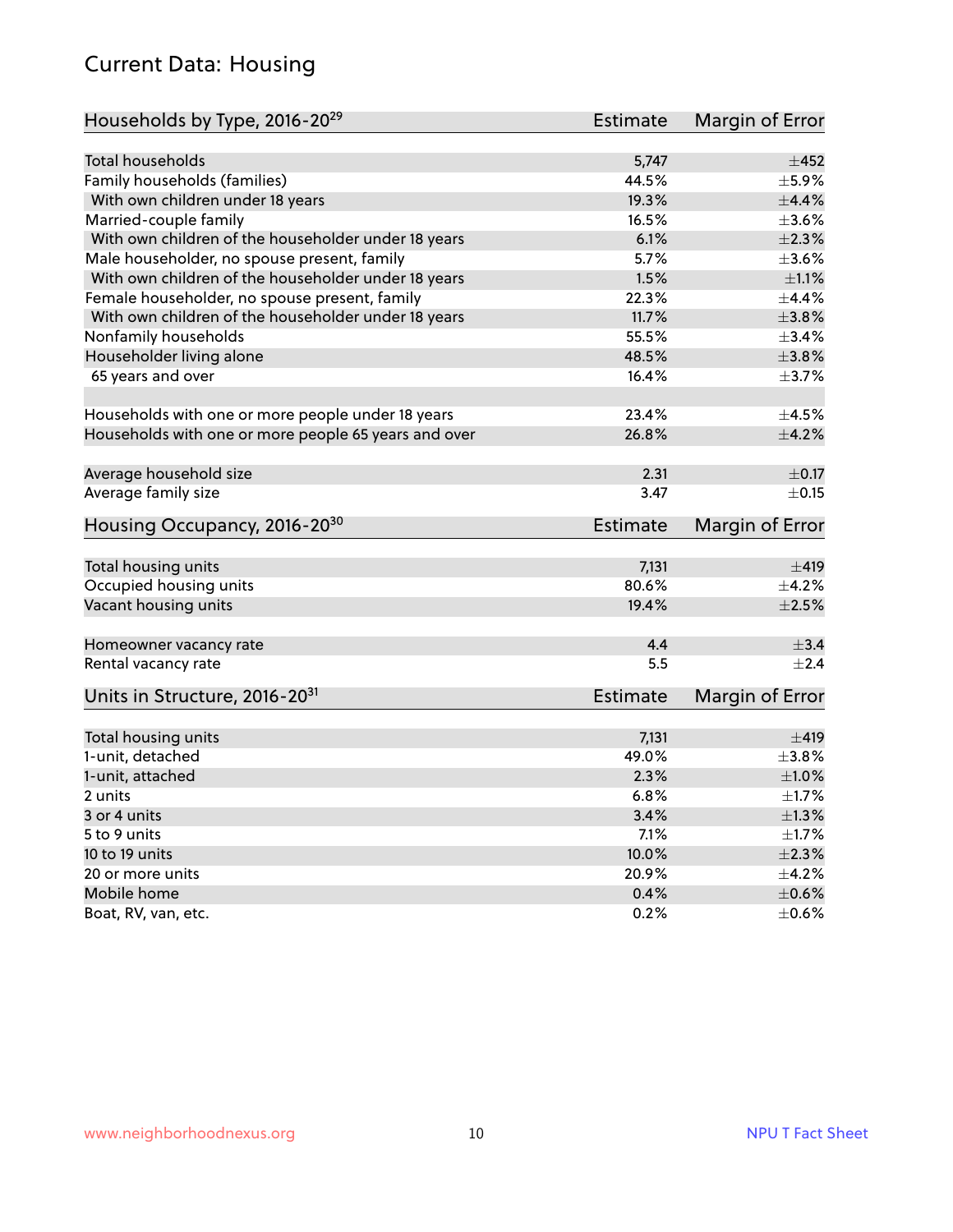## Current Data: Housing

| Households by Type, 2016-20[29] | Estimate | Margin of Error |
|---|---|---|
| Total households | 5,747 | ±452 |
| Family households (families) | 44.5% | ±5.9% |
| With own children under 18 years | 19.3% | ±4.4% |
| Married-couple family | 16.5% | ±3.6% |
| With own children of the householder under 18 years | 6.1% | ±2.3% |
| Male householder, no spouse present, family | 5.7% | ±3.6% |
| With own children of the householder under 18 years | 1.5% | ±1.1% |
| Female householder, no spouse present, family | 22.3% | ±4.4% |
| With own children of the householder under 18 years | 11.7% | ±3.8% |
| Nonfamily households | 55.5% | ±3.4% |
| Householder living alone | 48.5% | ±3.8% |
| 65 years and over | 16.4% | ±3.7% |
| Households with one or more people under 18 years | 23.4% | ±4.5% |
| Households with one or more people 65 years and over | 26.8% | ±4.2% |
| Average household size | 2.31 | ±0.17 |
| Average family size | 3.47 | ±0.15 |

| Housing Occupancy, 2016-20[30] | Estimate | Margin of Error |
|---|---|---|
| Total housing units | 7,131 | ±419 |
| Occupied housing units | 80.6% | ±4.2% |
| Vacant housing units | 19.4% | ±2.5% |
| Homeowner vacancy rate | 4.4 | ±3.4 |
| Rental vacancy rate | 5.5 | ±2.4 |

| Units in Structure, 2016-20[31] | Estimate | Margin of Error |
|---|---|---|
| Total housing units | 7,131 | ±419 |
| 1-unit, detached | 49.0% | ±3.8% |
| 1-unit, attached | 2.3% | ±1.0% |
| 2 units | 6.8% | ±1.7% |
| 3 or 4 units | 3.4% | ±1.3% |
| 5 to 9 units | 7.1% | ±1.7% |
| 10 to 19 units | 10.0% | ±2.3% |
| 20 or more units | 20.9% | ±4.2% |
| Mobile home | 0.4% | ±0.6% |
| Boat, RV, van, etc. | 0.2% | ±0.6% |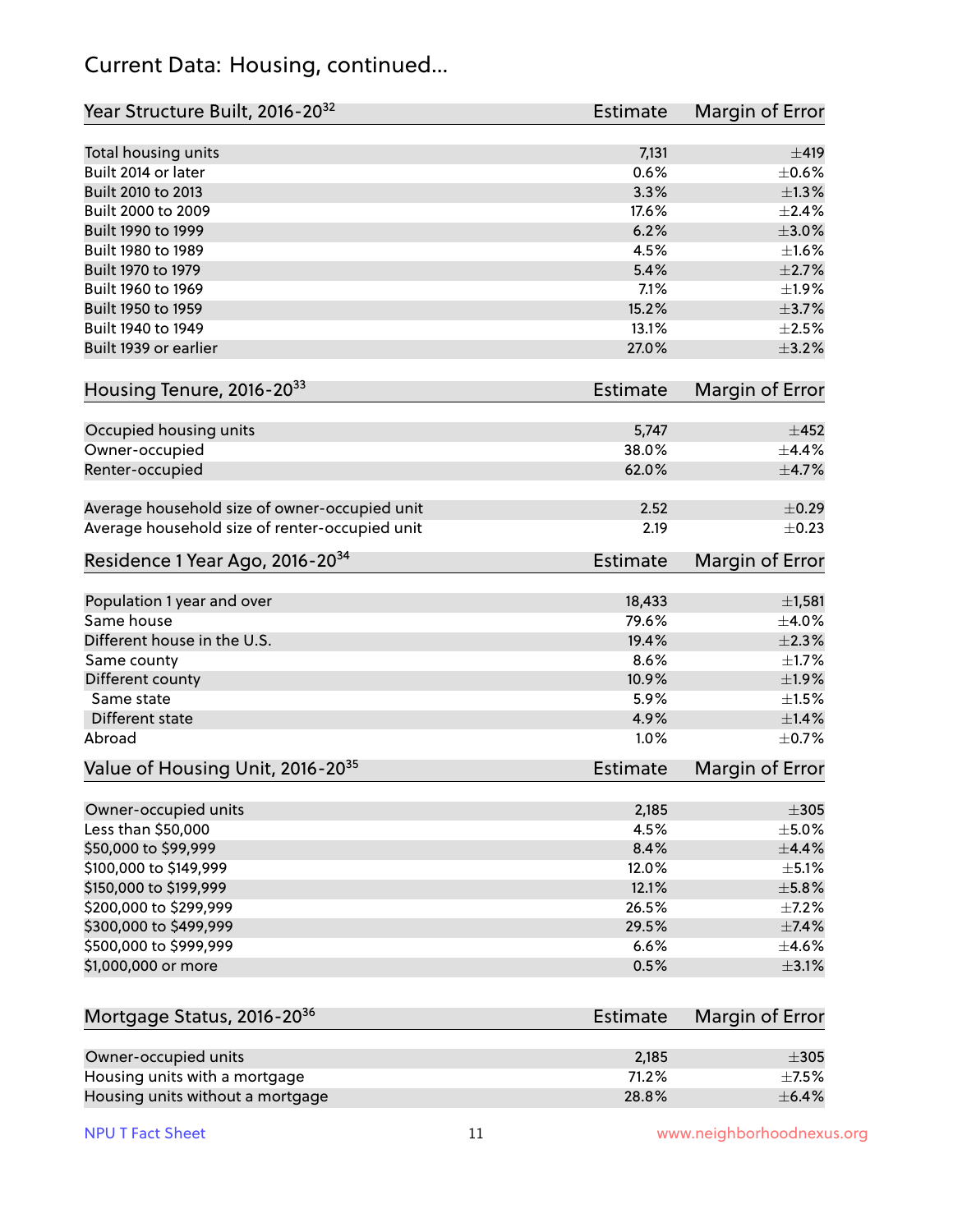# Current Data: Housing, continued...

| Year Structure Built, 2016-20[32] | Estimate | Margin of Error |
|---|---|---|
| Total housing units | 7,131 | ±419 |
| Built 2014 or later | 0.6% | ±0.6% |
| Built 2010 to 2013 | 3.3% | ±1.3% |
| Built 2000 to 2009 | 17.6% | ±2.4% |
| Built 1990 to 1999 | 6.2% | ±3.0% |
| Built 1980 to 1989 | 4.5% | ±1.6% |
| Built 1970 to 1979 | 5.4% | ±2.7% |
| Built 1960 to 1969 | 7.1% | ±1.9% |
| Built 1950 to 1959 | 15.2% | ±3.7% |
| Built 1940 to 1949 | 13.1% | ±2.5% |
| Built 1939 or earlier | 27.0% | ±3.2% |

| Housing Tenure, 2016-20[33] | Estimate | Margin of Error |
|---|---|---|
| Occupied housing units | 5,747 | ±452 |
| Owner-occupied | 38.0% | ±4.4% |
| Renter-occupied | 62.0% | ±4.7% |
| Average household size of owner-occupied unit | 2.52 | ±0.29 |
| Average household size of renter-occupied unit | 2.19 | ±0.23 |

| Residence 1 Year Ago, 2016-20[34] | Estimate | Margin of Error |
|---|---|---|
| Population 1 year and over | 18,433 | ±1,581 |
| Same house | 79.6% | ±4.0% |
| Different house in the U.S. | 19.4% | ±2.3% |
| Same county | 8.6% | ±1.7% |
| Different county | 10.9% | ±1.9% |
| Same state | 5.9% | ±1.5% |
| Different state | 4.9% | ±1.4% |
| Abroad | 1.0% | ±0.7% |

| Value of Housing Unit, 2016-20[35] | Estimate | Margin of Error |
|---|---|---|
| Owner-occupied units | 2,185 | ±305 |
| Less than $50,000 | 4.5% | ±5.0% |
| $50,000 to $99,999 | 8.4% | ±4.4% |
| $100,000 to $149,999 | 12.0% | ±5.1% |
| $150,000 to $199,999 | 12.1% | ±5.8% |
| $200,000 to $299,999 | 26.5% | ±7.2% |
| $300,000 to $499,999 | 29.5% | ±7.4% |
| $500,000 to $999,999 | 6.6% | ±4.6% |
| $1,000,000 or more | 0.5% | ±3.1% |

| Mortgage Status, 2016-20[36] | Estimate | Margin of Error |
|---|---|---|
| Owner-occupied units | 2,185 | ±305 |
| Housing units with a mortgage | 71.2% | ±7.5% |
| Housing units without a mortgage | 28.8% | ±6.4% |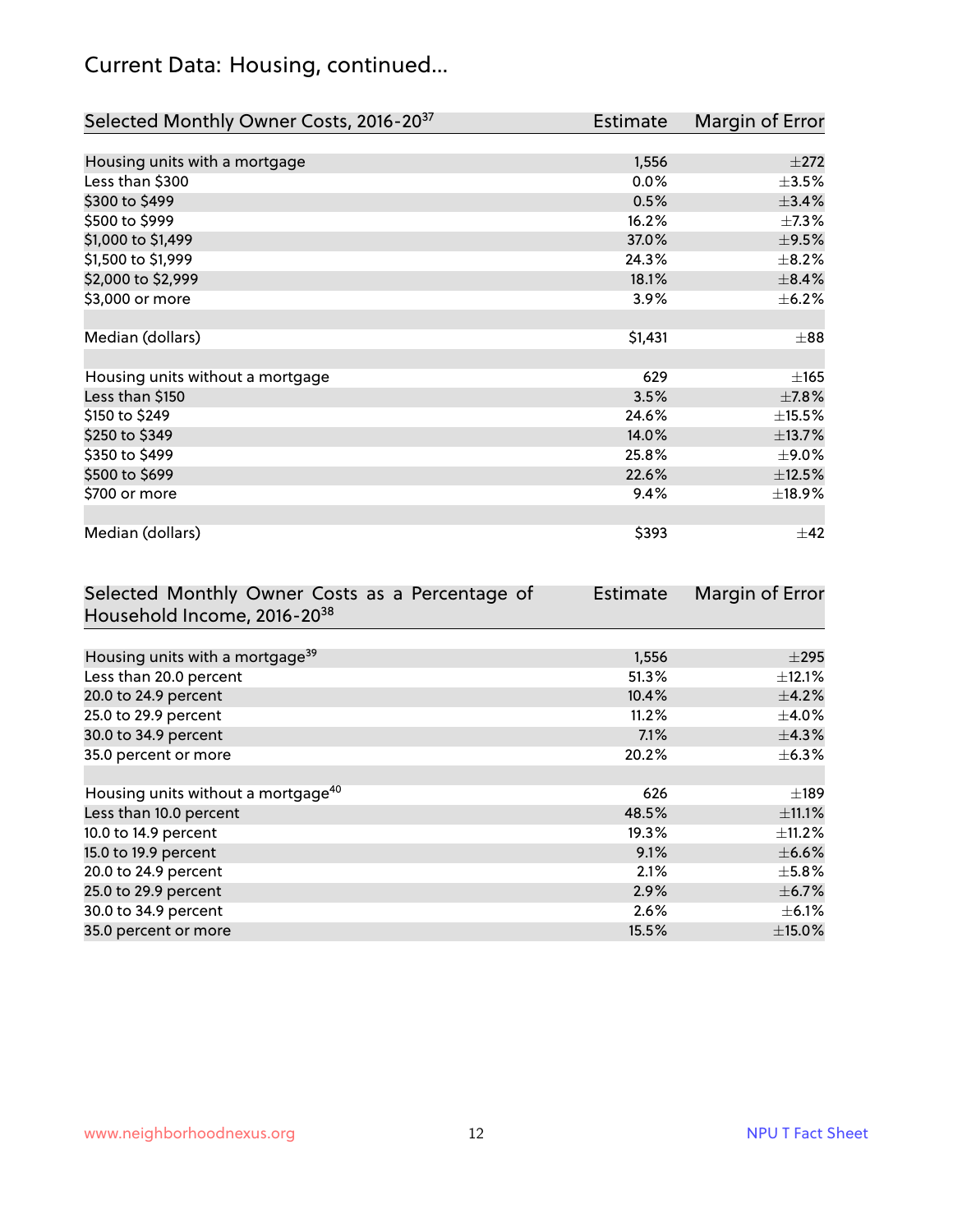## Current Data: Housing, continued...

| Selected Monthly Owner Costs, 2016-20[37] | Estimate | Margin of Error |
|---|---|---|
| Housing units with a mortgage | 1,556 | ±272 |
| Less than $300 | 0.0% | ±3.5% |
| $300 to $499 | 0.5% | ±3.4% |
| $500 to $999 | 16.2% | ±7.3% |
| $1,000 to $1,499 | 37.0% | ±9.5% |
| $1,500 to $1,999 | 24.3% | ±8.2% |
| $2,000 to $2,999 | 18.1% | ±8.4% |
| $3,000 or more | 3.9% | ±6.2% |
| | | |
| Median (dollars) | $1,431 | ±88 |
| | | |
| Housing units without a mortgage | 629 | ±165 |
| Less than $150 | 3.5% | ±7.8% |
| $150 to $249 | 24.6% | ±15.5% |
| $250 to $349 | 14.0% | ±13.7% |
| $350 to $499 | 25.8% | ±9.0% |
| $500 to $699 | 22.6% | ±12.5% |
| $700 or more | 9.4% | ±18.9% |
| | | |
| Median (dollars) | $393 | ±42 |

| Selected Monthly Owner Costs as a Percentage of Household Income, 2016-20[38] | Estimate | Margin of Error |
|---|---|---|
| Housing units with a mortgage[39] | 1,556 | ±295 |
| Less than 20.0 percent | 51.3% | ±12.1% |
| 20.0 to 24.9 percent | 10.4% | ±4.2% |
| 25.0 to 29.9 percent | 11.2% | ±4.0% |
| 30.0 to 34.9 percent | 7.1% | ±4.3% |
| 35.0 percent or more | 20.2% | ±6.3% |
| | | |
| Housing units without a mortgage[40] | 626 | ±189 |
| Less than 10.0 percent | 48.5% | ±11.1% |
| 10.0 to 14.9 percent | 19.3% | ±11.2% |
| 15.0 to 19.9 percent | 9.1% | ±6.6% |
| 20.0 to 24.9 percent | 2.1% | ±5.8% |
| 25.0 to 29.9 percent | 2.9% | ±6.7% |
| 30.0 to 34.9 percent | 2.6% | ±6.1% |
| 35.0 percent or more | 15.5% | ±15.0% |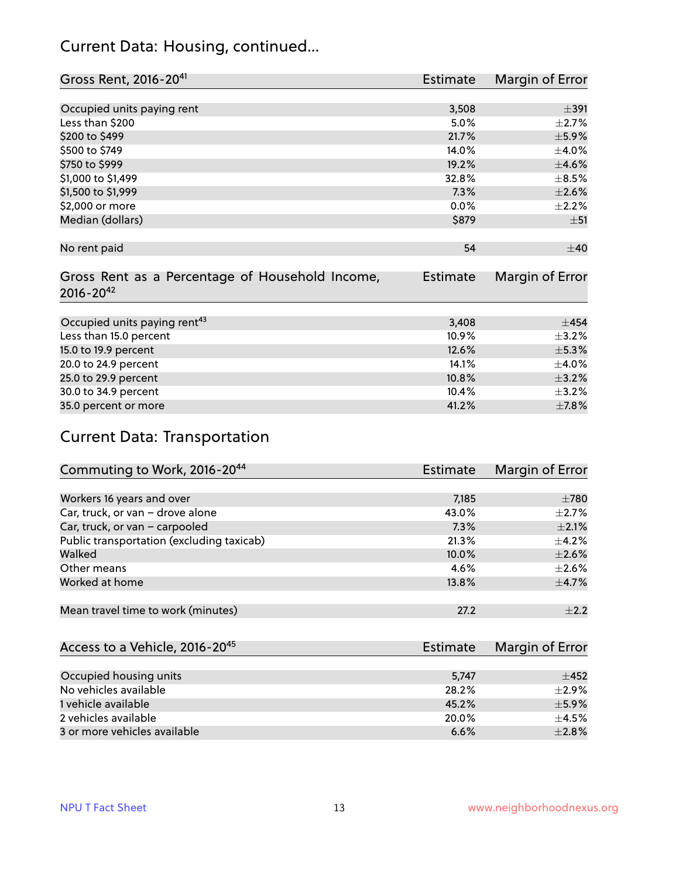## Current Data: Housing, continued...

| Gross Rent, 2016-20[41] | Estimate | Margin of Error |
|---|---|---|
| Occupied units paying rent | 3,508 | ±391 |
| Less than $200 | 5.0% | ±2.7% |
| $200 to $499 | 21.7% | ±5.9% |
| $500 to $749 | 14.0% | ±4.0% |
| $750 to $999 | 19.2% | ±4.6% |
| $1,000 to $1,499 | 32.8% | ±8.5% |
| $1,500 to $1,999 | 7.3% | ±2.6% |
| $2,000 or more | 0.0% | ±2.2% |
| Median (dollars) | $879 | ±51 |
| No rent paid | 54 | ±40 |

| Gross Rent as a Percentage of Household Income, 2016-20[42] | Estimate | Margin of Error |
|---|---|---|
| Occupied units paying rent[43] | 3,408 | ±454 |
| Less than 15.0 percent | 10.9% | ±3.2% |
| 15.0 to 19.9 percent | 12.6% | ±5.3% |
| 20.0 to 24.9 percent | 14.1% | ±4.0% |
| 25.0 to 29.9 percent | 10.8% | ±3.2% |
| 30.0 to 34.9 percent | 10.4% | ±3.2% |
| 35.0 percent or more | 41.2% | ±7.8% |

## Current Data: Transportation

| Commuting to Work, 2016-20[44] | Estimate | Margin of Error |
|---|---|---|
| Workers 16 years and over | 7,185 | ±780 |
| Car, truck, or van – drove alone | 43.0% | ±2.7% |
| Car, truck, or van – carpooled | 7.3% | ±2.1% |
| Public transportation (excluding taxicab) | 21.3% | ±4.2% |
| Walked | 10.0% | ±2.6% |
| Other means | 4.6% | ±2.6% |
| Worked at home | 13.8% | ±4.7% |
| Mean travel time to work (minutes) | 27.2 | ±2.2 |

| Access to a Vehicle, 2016-20[45] | Estimate | Margin of Error |
|---|---|---|
| Occupied housing units | 5,747 | ±452 |
| No vehicles available | 28.2% | ±2.9% |
| 1 vehicle available | 45.2% | ±5.9% |
| 2 vehicles available | 20.0% | ±4.5% |
| 3 or more vehicles available | 6.6% | ±2.8% |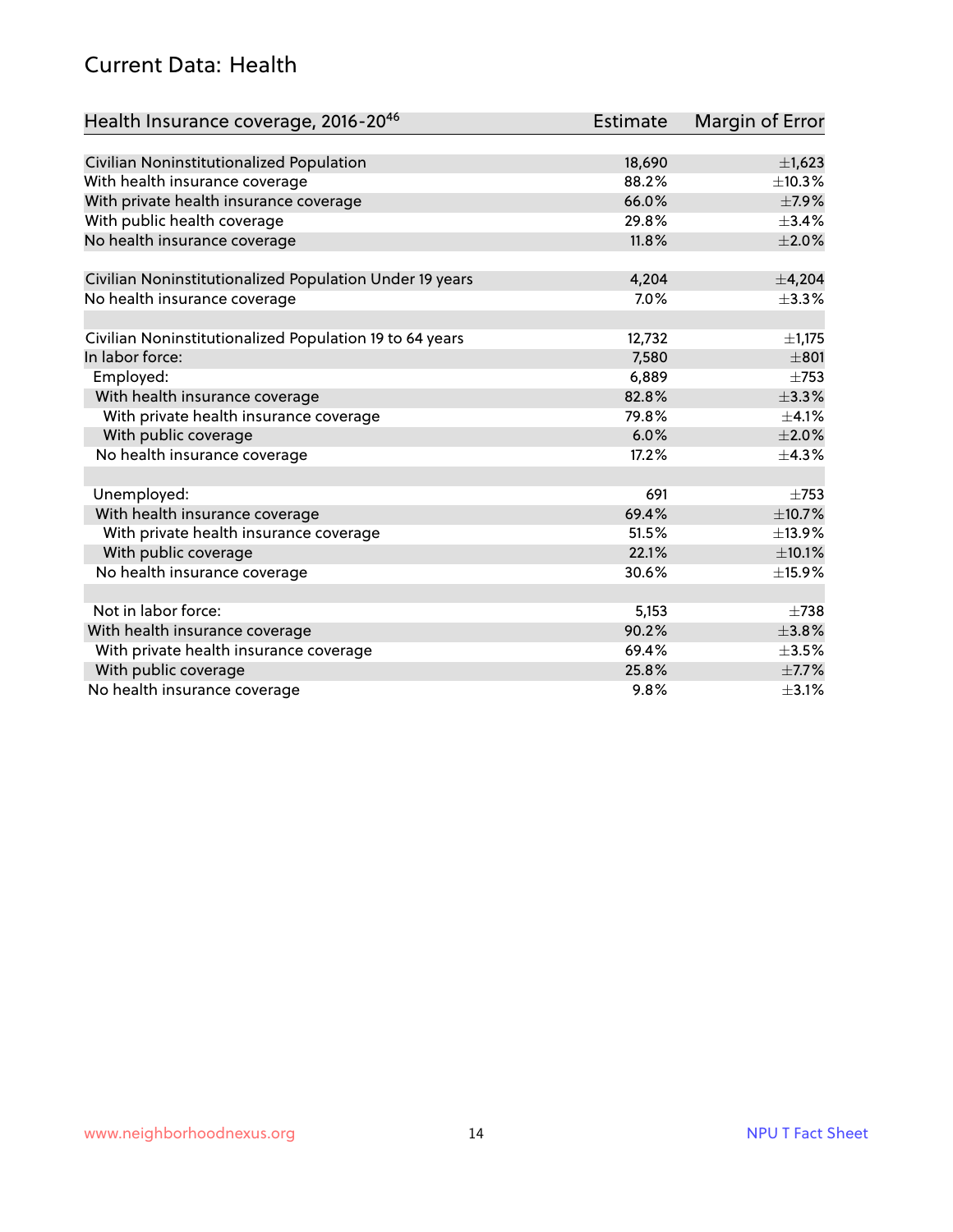## Current Data: Health

| Health Insurance coverage, 2016-20[46] | Estimate | Margin of Error |
|---|---|---|
| Civilian Noninstitutionalized Population | 18,690 | ±1,623 |
| With health insurance coverage | 88.2% | ±10.3% |
| With private health insurance coverage | 66.0% | ±7.9% |
| With public health coverage | 29.8% | ±3.4% |
| No health insurance coverage | 11.8% | ±2.0% |
| | | |
| Civilian Noninstitutionalized Population Under 19 years | 4,204 | ±4,204 |
| No health insurance coverage | 7.0% | ±3.3% |
| | | |
| Civilian Noninstitutionalized Population 19 to 64 years | 12,732 | ±1,175 |
| In labor force: | 7,580 | ±801 |
| Employed: | 6,889 | ±753 |
| With health insurance coverage | 82.8% | ±3.3% |
| With private health insurance coverage | 79.8% | ±4.1% |
| With public coverage | 6.0% | ±2.0% |
| No health insurance coverage | 17.2% | ±4.3% |
| | | |
| Unemployed: | 691 | ±753 |
| With health insurance coverage | 69.4% | ±10.7% |
| With private health insurance coverage | 51.5% | ±13.9% |
| With public coverage | 22.1% | ±10.1% |
| No health insurance coverage | 30.6% | ±15.9% |
| | | |
| Not in labor force: | 5,153 | ±738 |
| With health insurance coverage | 90.2% | ±3.8% |
| With private health insurance coverage | 69.4% | ±3.5% |
| With public coverage | 25.8% | ±7.7% |
| No health insurance coverage | 9.8% | ±3.1% |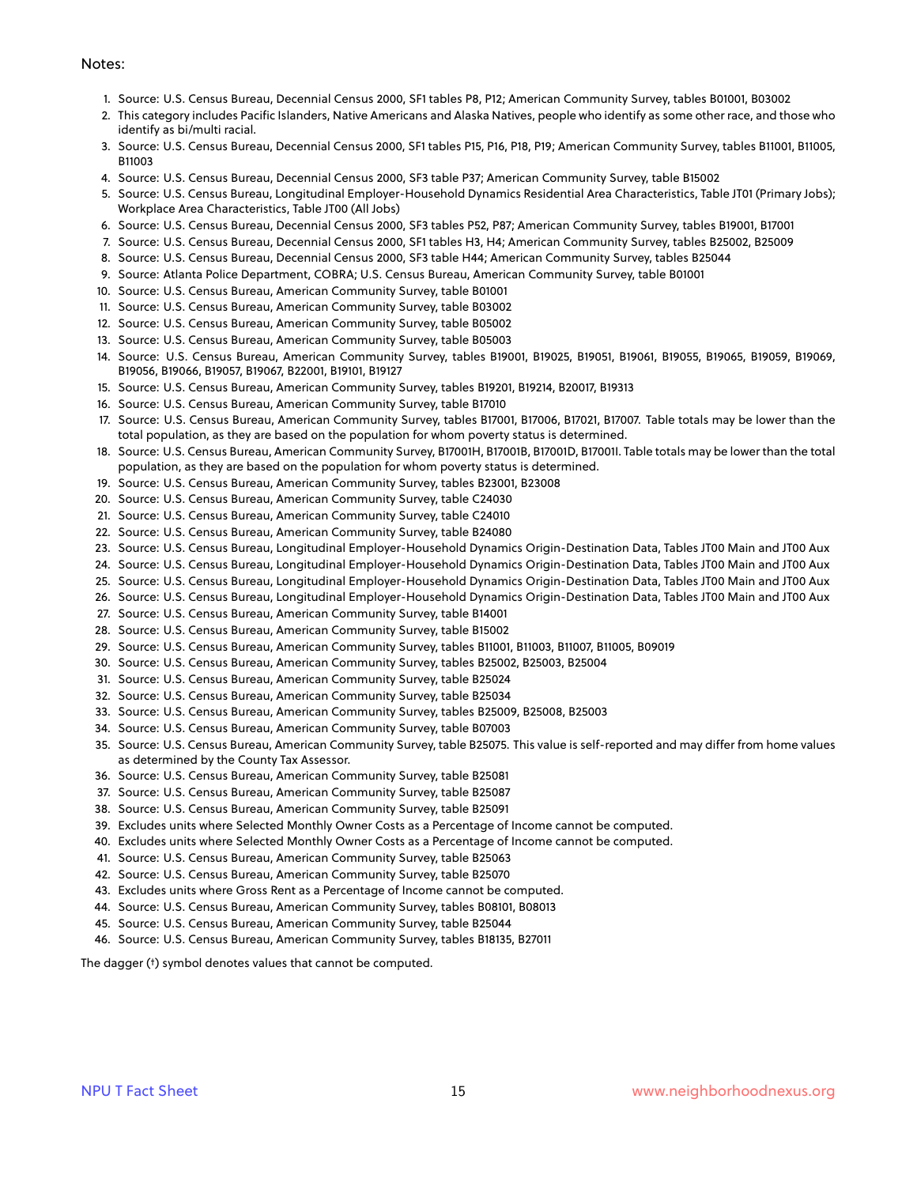Notes:

1. Source: U.S. Census Bureau, Decennial Census 2000, SF1 tables P8, P12; American Community Survey, tables B01001, B03002
2. This category includes Pacific Islanders, Native Americans and Alaska Natives, people who identify as some other race, and those who identify as bi/multi racial.
3. Source: U.S. Census Bureau, Decennial Census 2000, SF1 tables P15, P16, P18, P19; American Community Survey, tables B11001, B11005, B11003
4. Source: U.S. Census Bureau, Decennial Census 2000, SF3 table P37; American Community Survey, table B15002
5. Source: U.S. Census Bureau, Longitudinal Employer-Household Dynamics Residential Area Characteristics, Table JT01 (Primary Jobs); Workplace Area Characteristics, Table JT00 (All Jobs)
6. Source: U.S. Census Bureau, Decennial Census 2000, SF3 tables P52, P87; American Community Survey, tables B19001, B17001
7. Source: U.S. Census Bureau, Decennial Census 2000, SF1 tables H3, H4; American Community Survey, tables B25002, B25009
8. Source: U.S. Census Bureau, Decennial Census 2000, SF3 table H44; American Community Survey, tables B25044
9. Source: Atlanta Police Department, COBRA; U.S. Census Bureau, American Community Survey, table B01001
10. Source: U.S. Census Bureau, American Community Survey, table B01001
11. Source: U.S. Census Bureau, American Community Survey, table B03002
12. Source: U.S. Census Bureau, American Community Survey, table B05002
13. Source: U.S. Census Bureau, American Community Survey, table B05003
14. Source: U.S. Census Bureau, American Community Survey, tables B19001, B19025, B19051, B19061, B19055, B19065, B19059, B19069, B19056, B19066, B19057, B19067, B22001, B19101, B19127
15. Source: U.S. Census Bureau, American Community Survey, tables B19201, B19214, B20017, B19313
16. Source: U.S. Census Bureau, American Community Survey, table B17010
17. Source: U.S. Census Bureau, American Community Survey, tables B17001, B17006, B17021, B17007. Table totals may be lower than the total population, as they are based on the population for whom poverty status is determined.
18. Source: U.S. Census Bureau, American Community Survey, B17001H, B17001B, B17001D, B17001I. Table totals may be lower than the total population, as they are based on the population for whom poverty status is determined.
19. Source: U.S. Census Bureau, American Community Survey, tables B23001, B23008
20. Source: U.S. Census Bureau, American Community Survey, table C24030
21. Source: U.S. Census Bureau, American Community Survey, table C24010
22. Source: U.S. Census Bureau, American Community Survey, table B24080
23. Source: U.S. Census Bureau, Longitudinal Employer-Household Dynamics Origin-Destination Data, Tables JT00 Main and JT00 Aux
24. Source: U.S. Census Bureau, Longitudinal Employer-Household Dynamics Origin-Destination Data, Tables JT00 Main and JT00 Aux
25. Source: U.S. Census Bureau, Longitudinal Employer-Household Dynamics Origin-Destination Data, Tables JT00 Main and JT00 Aux
26. Source: U.S. Census Bureau, Longitudinal Employer-Household Dynamics Origin-Destination Data, Tables JT00 Main and JT00 Aux
27. Source: U.S. Census Bureau, American Community Survey, table B14001
28. Source: U.S. Census Bureau, American Community Survey, table B15002
29. Source: U.S. Census Bureau, American Community Survey, tables B11001, B11003, B11007, B11005, B09019
30. Source: U.S. Census Bureau, American Community Survey, tables B25002, B25003, B25004
31. Source: U.S. Census Bureau, American Community Survey, table B25024
32. Source: U.S. Census Bureau, American Community Survey, table B25034
33. Source: U.S. Census Bureau, American Community Survey, tables B25009, B25008, B25003
34. Source: U.S. Census Bureau, American Community Survey, table B07003
35. Source: U.S. Census Bureau, American Community Survey, table B25075. This value is self-reported and may differ from home values as determined by the County Tax Assessor.
36. Source: U.S. Census Bureau, American Community Survey, table B25081
37. Source: U.S. Census Bureau, American Community Survey, table B25087
38. Source: U.S. Census Bureau, American Community Survey, table B25091
39. Excludes units where Selected Monthly Owner Costs as a Percentage of Income cannot be computed.
40. Excludes units where Selected Monthly Owner Costs as a Percentage of Income cannot be computed.
41. Source: U.S. Census Bureau, American Community Survey, table B25063
42. Source: U.S. Census Bureau, American Community Survey, table B25070
43. Excludes units where Gross Rent as a Percentage of Income cannot be computed.
44. Source: U.S. Census Bureau, American Community Survey, tables B08101, B08013
45. Source: U.S. Census Bureau, American Community Survey, table B25044
46. Source: U.S. Census Bureau, American Community Survey, tables B18135, B27011

The dagger (†) symbol denotes values that cannot be computed.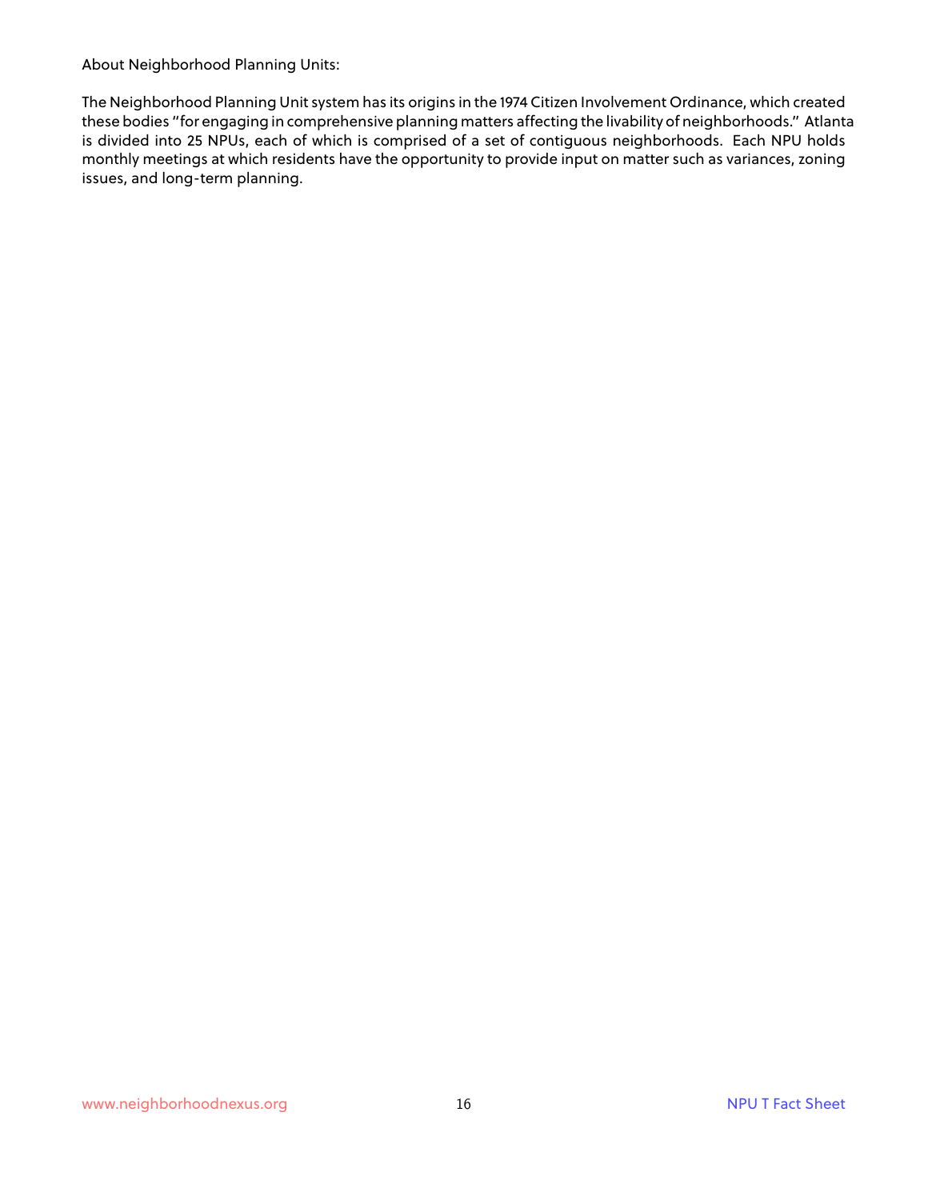About Neighborhood Planning Units:

The Neighborhood Planning Unit system has its origins in the 1974 Citizen Involvement Ordinance, which created these bodies "for engaging in comprehensive planning matters affecting the livability of neighborhoods." Atlanta is divided into 25 NPUs, each of which is comprised of a set of contiguous neighborhoods. Each NPU holds monthly meetings at which residents have the opportunity to provide input on matter such as variances, zoning issues, and long-term planning.